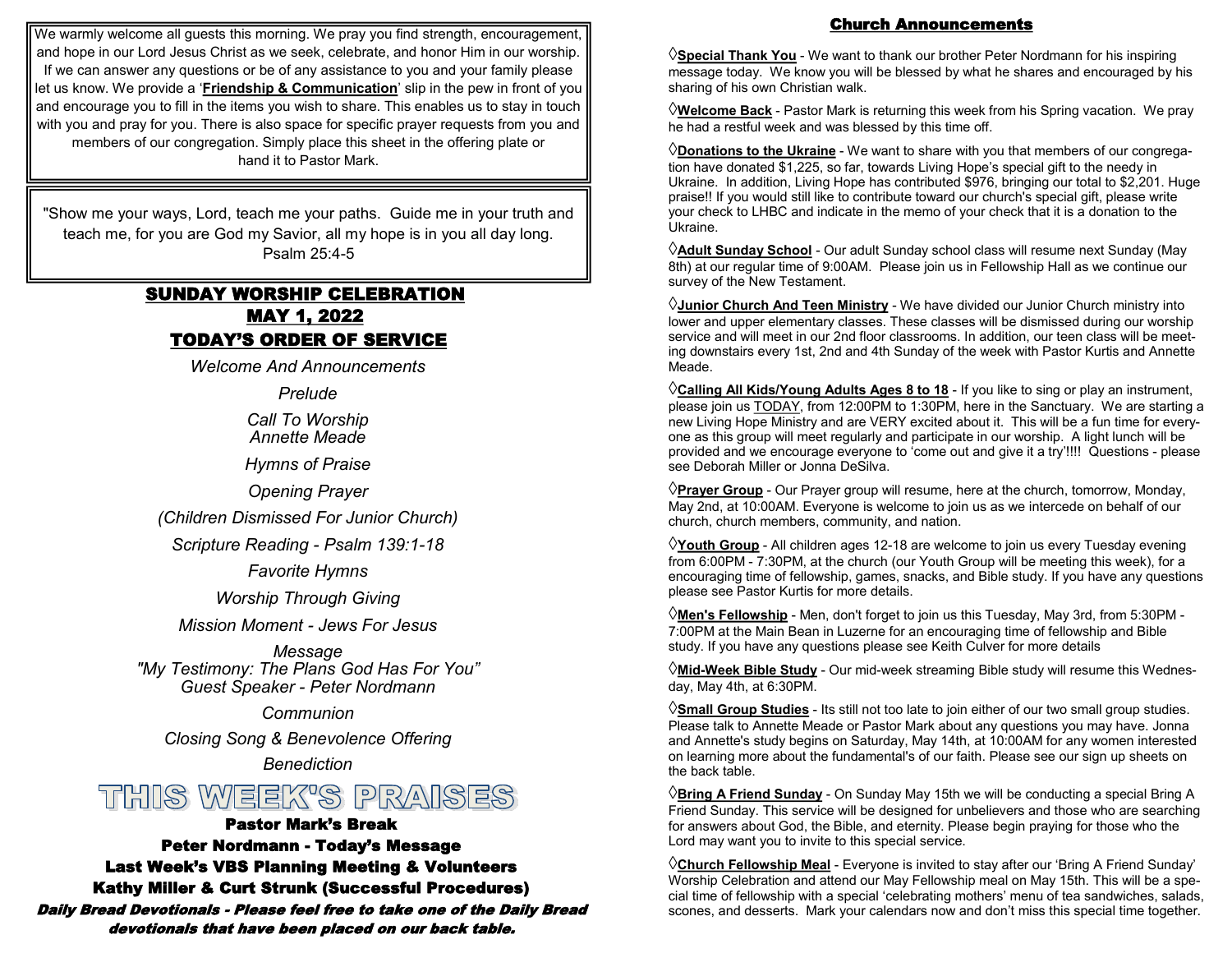We warmly welcome all guests this morning. We pray you find strength, encouragement, and hope in our Lord Jesus Christ as we seek, celebrate, and honor Him in our worship. If we can answer any questions or be of any assistance to you and your family please let us know. We provide a '**Friendship & Communication**' slip in the pew in front of you and encourage you to fill in the items you wish to share. This enables us to stay in touch with you and pray for you. There is also space for specific prayer requests from you and members of our congregation. Simply place this sheet in the offering plate or hand it to Pastor Mark.

"Show me your ways, Lord, teach me your paths. Guide me in your truth and teach me, for you are God my Savior, all my hope is in you all day long.
Psalm 25:4-5

## SUNDAY WORSHIP CELEBRATION
## MAY 1, 2022
## TODAY'S ORDER OF SERVICE

*Welcome And Announcements*

*Prelude*

*Call To Worship*
*Annette Meade*

*Hymns of Praise*

*Opening Prayer*

*(Children Dismissed For Junior Church)*

*Scripture Reading - Psalm 139:1-18*

*Favorite Hymns*

*Worship Through Giving*

*Mission Moment - Jews For Jesus*

*Message*
*"My Testimony: The Plans God Has For You"*
*Guest Speaker - Peter Nordmann*

*Communion*

*Closing Song & Benevolence Offering*

*Benediction*

# THIS WEEK'S PRAISES

**Pastor Mark's Break**

**Peter Nordmann - Today's Message**

**Last Week's VBS Planning Meeting & Volunteers**

**Kathy Miller & Curt Strunk (Successful Procedures)**

***Daily Bread Devotionals - Please feel free to take one of the Daily Bread devotionals that have been placed on our back table.***

## Church Announcements

◊**Special Thank You** - We want to thank our brother Peter Nordmann for his inspiring message today. We know you will be blessed by what he shares and encouraged by his sharing of his own Christian walk.

◊**Welcome Back** - Pastor Mark is returning this week from his Spring vacation. We pray he had a restful week and was blessed by this time off.

◊**Donations to the Ukraine** - We want to share with you that members of our congregation have donated $1,225, so far, towards Living Hope's special gift to the needy in Ukraine. In addition, Living Hope has contributed $976, bringing our total to $2,201. Huge praise!! If you would still like to contribute toward our church's special gift, please write your check to LHBC and indicate in the memo of your check that it is a donation to the Ukraine.

◊**Adult Sunday School** - Our adult Sunday school class will resume next Sunday (May 8th) at our regular time of 9:00AM. Please join us in Fellowship Hall as we continue our survey of the New Testament.

◊**Junior Church And Teen Ministry** - We have divided our Junior Church ministry into lower and upper elementary classes. These classes will be dismissed during our worship service and will meet in our 2nd floor classrooms. In addition, our teen class will be meeting downstairs every 1st, 2nd and 4th Sunday of the week with Pastor Kurtis and Annette Meade.

◊**Calling All Kids/Young Adults Ages 8 to 18** - If you like to sing or play an instrument, please join us TODAY, from 12:00PM to 1:30PM, here in the Sanctuary. We are starting a new Living Hope Ministry and are VERY excited about it. This will be a fun time for everyone as this group will meet regularly and participate in our worship. A light lunch will be provided and we encourage everyone to 'come out and give it a try'!!!! Questions - please see Deborah Miller or Jonna DeSilva.

◊**Prayer Group** - Our Prayer group will resume, here at the church, tomorrow, Monday, May 2nd, at 10:00AM. Everyone is welcome to join us as we intercede on behalf of our church, church members, community, and nation.

◊**Youth Group** - All children ages 12-18 are welcome to join us every Tuesday evening from 6:00PM - 7:30PM, at the church (our Youth Group will be meeting this week), for a encouraging time of fellowship, games, snacks, and Bible study. If you have any questions please see Pastor Kurtis for more details.

◊**Men's Fellowship** - Men, don't forget to join us this Tuesday, May 3rd, from 5:30PM - 7:00PM at the Main Bean in Luzerne for an encouraging time of fellowship and Bible study. If you have any questions please see Keith Culver for more details

◊**Mid-Week Bible Study** - Our mid-week streaming Bible study will resume this Wednesday, May 4th, at 6:30PM.

◊**Small Group Studies** - Its still not too late to join either of our two small group studies. Please talk to Annette Meade or Pastor Mark about any questions you may have. Jonna and Annette's study begins on Saturday, May 14th, at 10:00AM for any women interested on learning more about the fundamental's of our faith. Please see our sign up sheets on the back table.

◊**Bring A Friend Sunday** - On Sunday May 15th we will be conducting a special Bring A Friend Sunday. This service will be designed for unbelievers and those who are searching for answers about God, the Bible, and eternity. Please begin praying for those who the Lord may want you to invite to this special service.

◊**Church Fellowship Meal** - Everyone is invited to stay after our 'Bring A Friend Sunday' Worship Celebration and attend our May Fellowship meal on May 15th. This will be a special time of fellowship with a special 'celebrating mothers' menu of tea sandwiches, salads, scones, and desserts. Mark your calendars now and don't miss this special time together.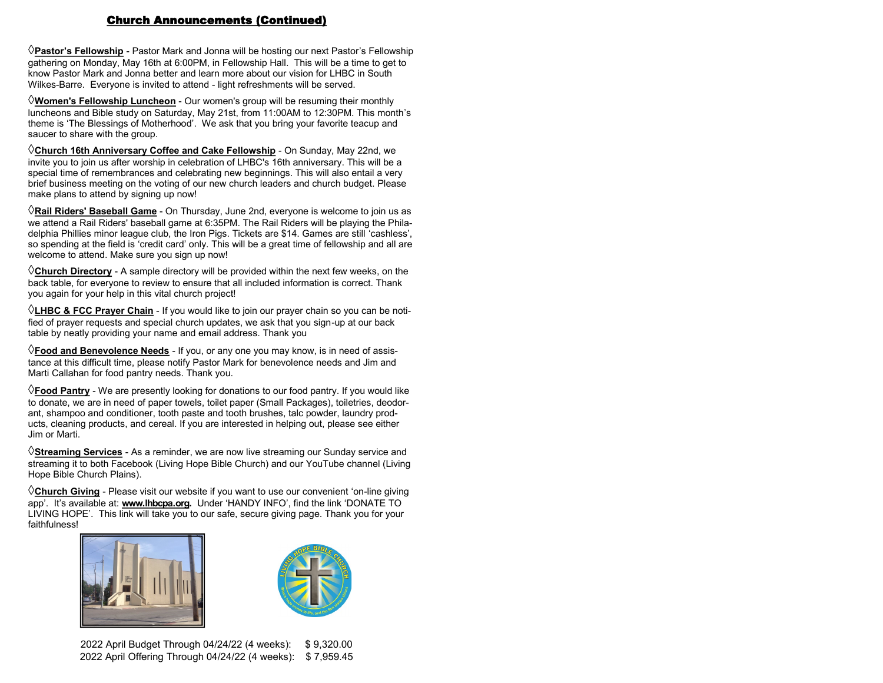## Church Announcements (Continued)

◊**Pastor's Fellowship** - Pastor Mark and Jonna will be hosting our next Pastor's Fellowship gathering on Monday, May 16th at 6:00PM, in Fellowship Hall. This will be a time to get to know Pastor Mark and Jonna better and learn more about our vision for LHBC in South Wilkes-Barre. Everyone is invited to attend - light refreshments will be served.

◊**Women's Fellowship Luncheon** - Our women's group will be resuming their monthly luncheons and Bible study on Saturday, May 21st, from 11:00AM to 12:30PM. This month's theme is 'The Blessings of Motherhood'. We ask that you bring your favorite teacup and saucer to share with the group.

◊**Church 16th Anniversary Coffee and Cake Fellowship** - On Sunday, May 22nd, we invite you to join us after worship in celebration of LHBC's 16th anniversary. This will be a special time of remembrances and celebrating new beginnings. This will also entail a very brief business meeting on the voting of our new church leaders and church budget. Please make plans to attend by signing up now!

◊**Rail Riders' Baseball Game** - On Thursday, June 2nd, everyone is welcome to join us as we attend a Rail Riders' baseball game at 6:35PM. The Rail Riders will be playing the Philadelphia Phillies minor league club, the Iron Pigs. Tickets are $14. Games are still 'cashless', so spending at the field is 'credit card' only. This will be a great time of fellowship and all are welcome to attend. Make sure you sign up now!

◊**Church Directory** - A sample directory will be provided within the next few weeks, on the back table, for everyone to review to ensure that all included information is correct. Thank you again for your help in this vital church project!

◊**LHBC & FCC Prayer Chain** - If you would like to join our prayer chain so you can be notified of prayer requests and special church updates, we ask that you sign-up at our back table by neatly providing your name and email address. Thank you

◊**Food and Benevolence Needs** - If you, or any one you may know, is in need of assistance at this difficult time, please notify Pastor Mark for benevolence needs and Jim and Marti Callahan for food pantry needs. Thank you.

◊**Food Pantry** - We are presently looking for donations to our food pantry. If you would like to donate, we are in need of paper towels, toilet paper (Small Packages), toiletries, deodorant, shampoo and conditioner, tooth paste and tooth brushes, talc powder, laundry products, cleaning products, and cereal. If you are interested in helping out, please see either Jim or Marti.

◊**Streaming Services** - As a reminder, we are now live streaming our Sunday service and streaming it to both Facebook (Living Hope Bible Church) and our YouTube channel (Living Hope Bible Church Plains).

◊**Church Giving** - Please visit our website if you want to use our convenient 'on-line giving app'. It's available at: **www.lhbcpa.org.** Under 'HANDY INFO', find the link 'DONATE TO LIVING HOPE'. This link will take you to our safe, secure giving page. Thank you for your faithfulness!

2022 April Budget Through 04/24/22 (4 weeks): $ 9,320.00
2022 April Offering Through 04/24/22 (4 weeks): $ 7,959.45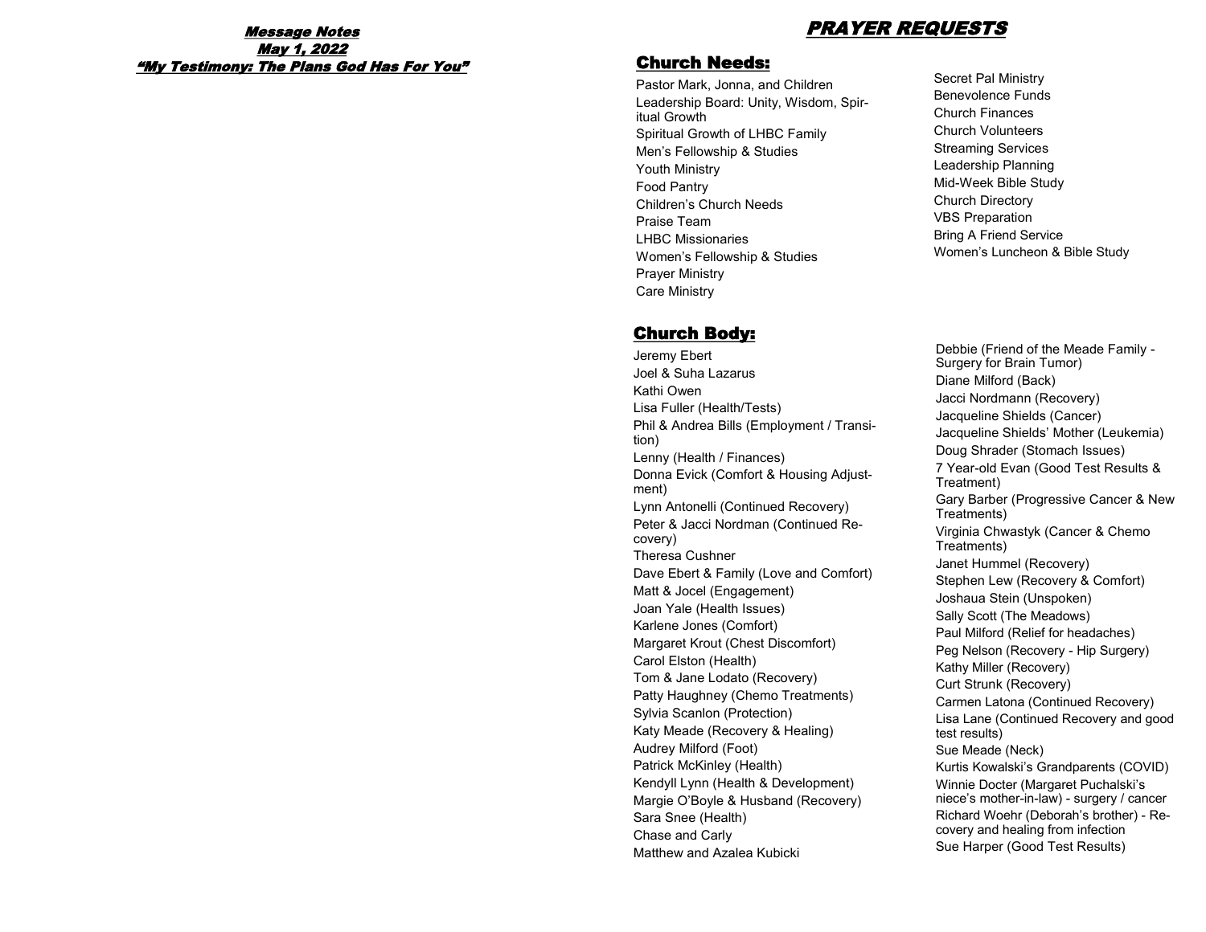***Message Notes***
***May 1, 2022***
***"My Testimony: The Plans God Has For You"***

# *PRAYER REQUESTS*

## Church Needs:

- Pastor Mark, Jonna, and Children
- Leadership Board: Unity, Wisdom, Spiritual Growth
- Spiritual Growth of LHBC Family
- Men's Fellowship & Studies
- Youth Ministry
- Food Pantry
- Children's Church Needs
- Praise Team
- LHBC Missionaries
- Women's Fellowship & Studies
- Prayer Ministry
- Care Ministry
- Secret Pal Ministry
- Benevolence Funds
- Church Finances
- Church Volunteers
- Streaming Services
- Leadership Planning
- Mid-Week Bible Study
- Church Directory
- VBS Preparation
- Bring A Friend Service
- Women's Luncheon & Bible Study

## Church Body:

- Jeremy Ebert
- Joel & Suha Lazarus
- Kathi Owen
- Lisa Fuller (Health/Tests)
- Phil & Andrea Bills (Employment / Transition)
- Lenny (Health / Finances)
- Donna Evick (Comfort & Housing Adjustment)
- Lynn Antonelli (Continued Recovery)
- Peter & Jacci Nordman (Continued Recovery)
- Theresa Cushner
- Dave Ebert & Family (Love and Comfort)
- Matt & Jocel (Engagement)
- Joan Yale (Health Issues)
- Karlene Jones (Comfort)
- Margaret Krout (Chest Discomfort)
- Carol Elston (Health)
- Tom & Jane Lodato (Recovery)
- Patty Haughney (Chemo Treatments)
- Sylvia Scanlon (Protection)
- Katy Meade (Recovery & Healing)
- Audrey Milford (Foot)
- Patrick McKinley (Health)
- Kendyll Lynn (Health & Development)
- Margie O'Boyle & Husband (Recovery)
- Sara Snee (Health)
- Chase and Carly
- Matthew and Azalea Kubicki
- Debbie (Friend of the Meade Family - Surgery for Brain Tumor)
- Diane Milford (Back)
- Jacci Nordmann (Recovery)
- Jacqueline Shields (Cancer)
- Jacqueline Shields' Mother (Leukemia)
- Doug Shrader (Stomach Issues)
- 7 Year-old Evan (Good Test Results & Treatment)
- Gary Barber (Progressive Cancer & New Treatments)
- Virginia Chwastyk (Cancer & Chemo Treatments)
- Janet Hummel (Recovery)
- Stephen Lew (Recovery & Comfort)
- Joshaua Stein (Unspoken)
- Sally Scott (The Meadows)
- Paul Milford (Relief for headaches)
- Peg Nelson (Recovery - Hip Surgery)
- Kathy Miller (Recovery)
- Curt Strunk (Recovery)
- Carmen Latona (Continued Recovery)
- Lisa Lane (Continued Recovery and good test results)
- Sue Meade (Neck)
- Kurtis Kowalski's Grandparents (COVID)
- Winnie Docter (Margaret Puchalski's niece's mother-in-law) - surgery / cancer
- Richard Woehr (Deborah's brother) - Recovery and healing from infection
- Sue Harper (Good Test Results)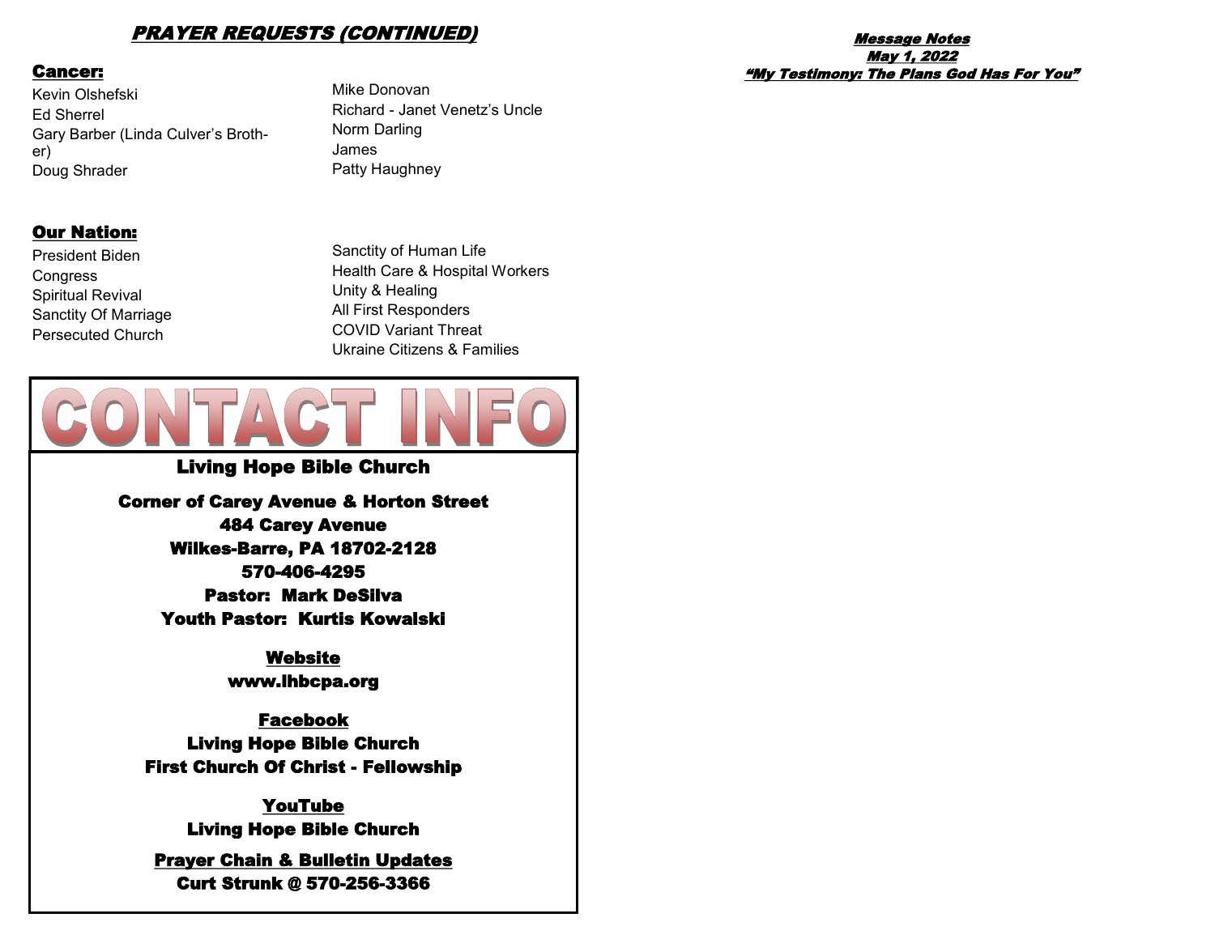## ***PRAYER REQUESTS (CONTINUED)***

### Cancer:

Kevin Olshefski
Ed Sherrel
Gary Barber (Linda Culver's Brother)
Doug Shrader
Mike Donovan
Richard - Janet Venetz's Uncle
Norm Darling
James
Patty Haughney

### Our Nation:

President Biden
Congress
Spiritual Revival
Sanctity Of Marriage
Persecuted Church
Sanctity of Human Life
Health Care & Hospital Workers
Unity & Healing
All First Responders
COVID Variant Threat
Ukraine Citizens & Families

# CONTACT INFO

**Living Hope Bible Church**

**Corner of Carey Avenue & Horton Street**
**484 Carey Avenue**
**Wilkes-Barre, PA 18702-2128**
**570-406-4295**
**Pastor: Mark DeSilva**
**Youth Pastor: Kurtis Kowalski**

**Website**
**www.lhbcpa.org**

**Facebook**
**Living Hope Bible Church**
**First Church Of Christ - Fellowship**

**YouTube**
**Living Hope Bible Church**

**Prayer Chain & Bulletin Updates**
**Curt Strunk @ 570-256-3366**

***Message Notes***
***May 1, 2022***
***"My Testimony: The Plans God Has For You"***